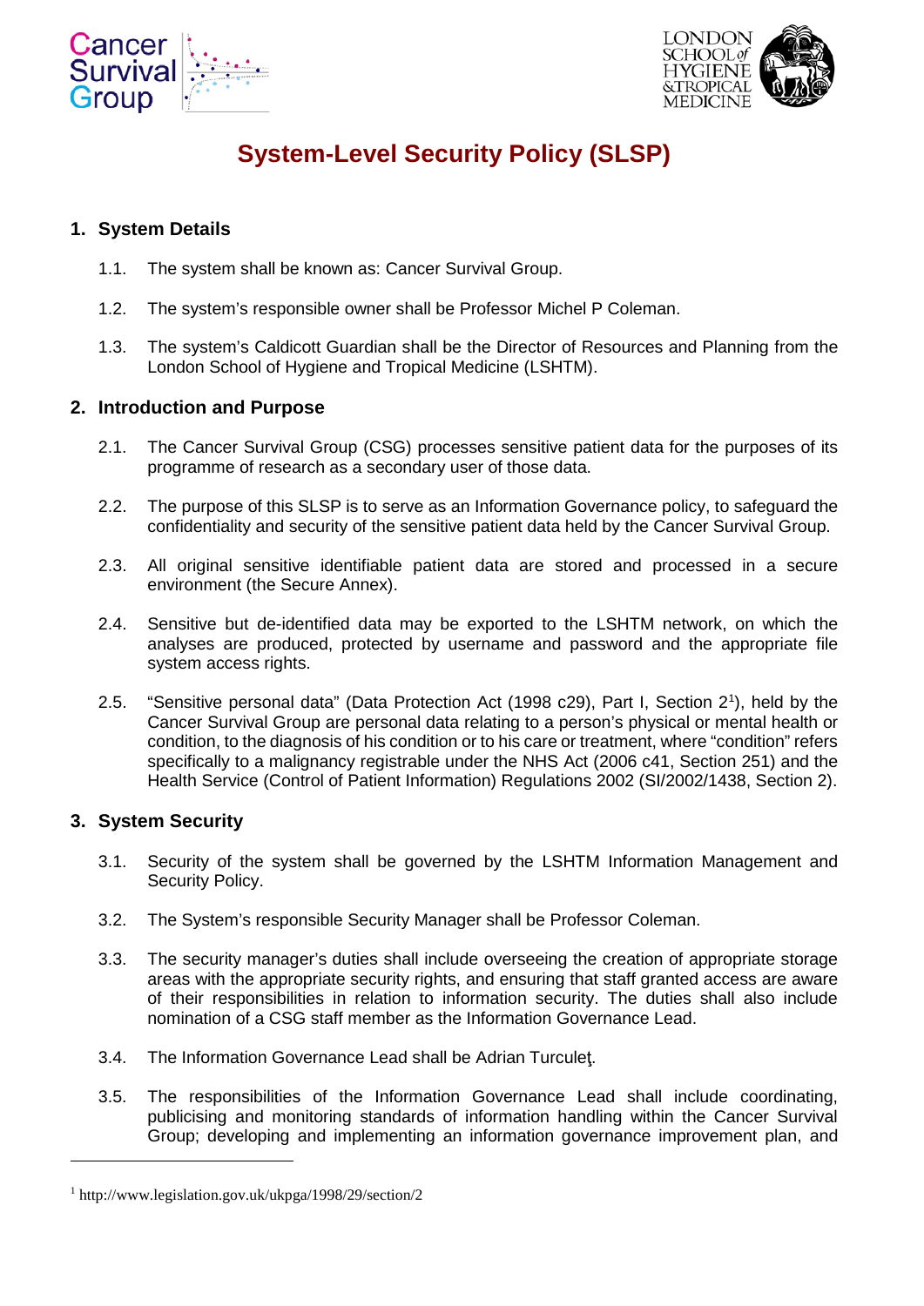# System-Level Security Policy (SLSP)

## 1. System Details

1.1. The system shall be known as: Cancer Survival Group.

1.2. The system's responsible owner shall be Professor Michel P Coleman.

1.3. The system's Caldicott Guardian shall be the Director of Resources and Planning from the London School of Hygiene and Tropical Medicine (LSHTM).

## 2. Introduction and Purpose

2.1. The Cancer Survival Group (CSG) processes sensitive patient data for the purposes of its programme of research as a secondary user of those data.

2.2. The purpose of this SLSP is to serve as an Information Governance policy, to safeguard the confidentiality and security of the sensitive patient data held by the Cancer Survival Group.

2.3. All original sensitive identifiable patient data are stored and processed in a secure environment (the Secure Annex).

2.4. Sensitive but de-identified data may be exported to the LSHTM network, on which the analyses are produced, protected by username and password and the appropriate file system access rights.

2.5. "Sensitive personal data" (Data Protection Act (1998 c29), Part I, Section 2[1]), held by the Cancer Survival Group are personal data relating to a person's physical or mental health or condition, to the diagnosis of his condition or to his care or treatment, where "condition" refers specifically to a malignancy registrable under the NHS Act (2006 c41, Section 251) and the Health Service (Control of Patient Information) Regulations 2002 (SI/2002/1438, Section 2).

## 3. System Security

3.1. Security of the system shall be governed by the LSHTM Information Management and Security Policy.

3.2. The System's responsible Security Manager shall be Professor Coleman.

3.3. The security manager's duties shall include overseeing the creation of appropriate storage areas with the appropriate security rights, and ensuring that staff granted access are aware of their responsibilities in relation to information security. The duties shall also include nomination of a CSG staff member as the Information Governance Lead.

3.4. The Information Governance Lead shall be Adrian Turculeţ.

3.5. The responsibilities of the Information Governance Lead shall include coordinating, publicising and monitoring standards of information handling within the Cancer Survival Group; developing and implementing an information governance improvement plan, and

[1] http://www.legislation.gov.uk/ukpga/1998/29/section/2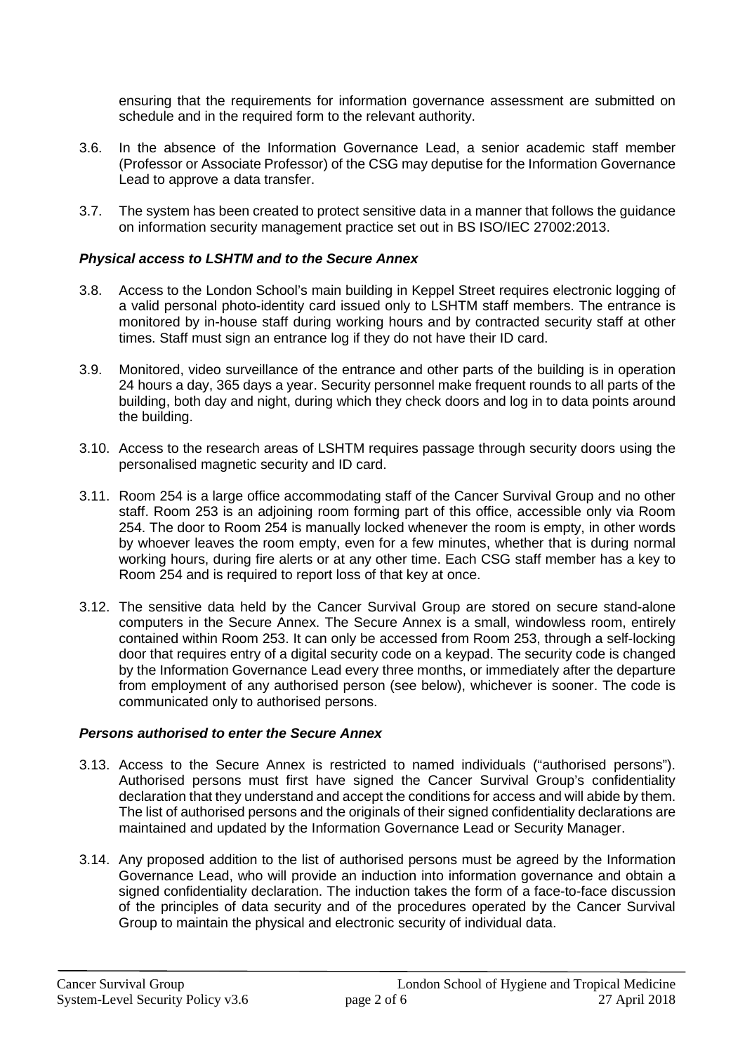ensuring that the requirements for information governance assessment are submitted on schedule and in the required form to the relevant authority.

3.6. In the absence of the Information Governance Lead, a senior academic staff member (Professor or Associate Professor) of the CSG may deputise for the Information Governance Lead to approve a data transfer.

3.7. The system has been created to protect sensitive data in a manner that follows the guidance on information security management practice set out in BS ISO/IEC 27002:2013.

### *Physical access to LSHTM and to the Secure Annex*

3.8. Access to the London School's main building in Keppel Street requires electronic logging of a valid personal photo-identity card issued only to LSHTM staff members. The entrance is monitored by in-house staff during working hours and by contracted security staff at other times. Staff must sign an entrance log if they do not have their ID card.

3.9. Monitored, video surveillance of the entrance and other parts of the building is in operation 24 hours a day, 365 days a year. Security personnel make frequent rounds to all parts of the building, both day and night, during which they check doors and log in to data points around the building.

3.10. Access to the research areas of LSHTM requires passage through security doors using the personalised magnetic security and ID card.

3.11. Room 254 is a large office accommodating staff of the Cancer Survival Group and no other staff. Room 253 is an adjoining room forming part of this office, accessible only via Room 254. The door to Room 254 is manually locked whenever the room is empty, in other words by whoever leaves the room empty, even for a few minutes, whether that is during normal working hours, during fire alerts or at any other time. Each CSG staff member has a key to Room 254 and is required to report loss of that key at once.

3.12. The sensitive data held by the Cancer Survival Group are stored on secure stand-alone computers in the Secure Annex. The Secure Annex is a small, windowless room, entirely contained within Room 253. It can only be accessed from Room 253, through a self-locking door that requires entry of a digital security code on a keypad. The security code is changed by the Information Governance Lead every three months, or immediately after the departure from employment of any authorised person (see below), whichever is sooner. The code is communicated only to authorised persons.

### *Persons authorised to enter the Secure Annex*

3.13. Access to the Secure Annex is restricted to named individuals ("authorised persons"). Authorised persons must first have signed the Cancer Survival Group's confidentiality declaration that they understand and accept the conditions for access and will abide by them. The list of authorised persons and the originals of their signed confidentiality declarations are maintained and updated by the Information Governance Lead or Security Manager.

3.14. Any proposed addition to the list of authorised persons must be agreed by the Information Governance Lead, who will provide an induction into information governance and obtain a signed confidentiality declaration. The induction takes the form of a face-to-face discussion of the principles of data security and of the procedures operated by the Cancer Survival Group to maintain the physical and electronic security of individual data.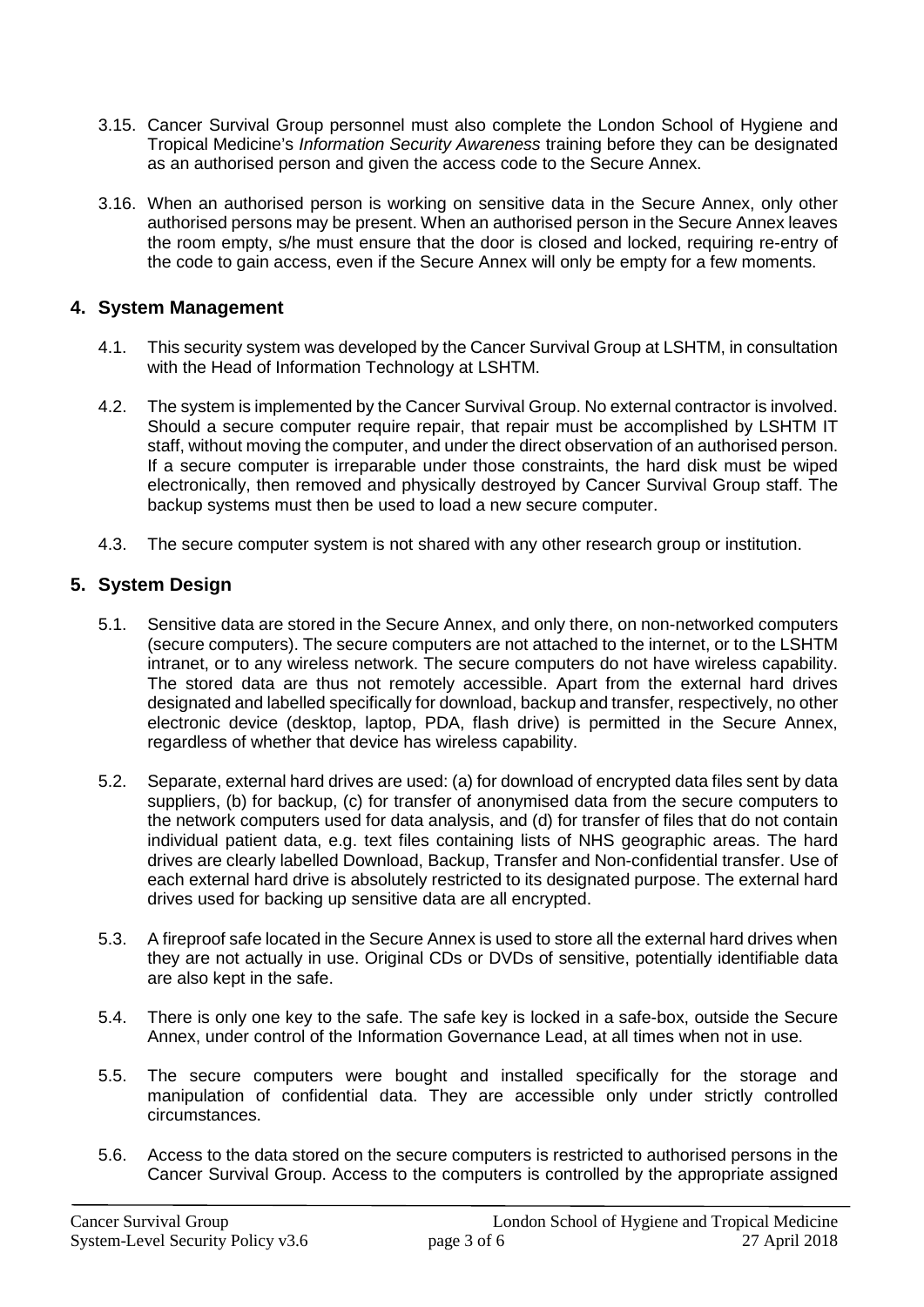3.15. Cancer Survival Group personnel must also complete the London School of Hygiene and Tropical Medicine's *Information Security Awareness* training before they can be designated as an authorised person and given the access code to the Secure Annex.

3.16. When an authorised person is working on sensitive data in the Secure Annex, only other authorised persons may be present. When an authorised person in the Secure Annex leaves the room empty, s/he must ensure that the door is closed and locked, requiring re-entry of the code to gain access, even if the Secure Annex will only be empty for a few moments.

## 4. System Management

4.1. This security system was developed by the Cancer Survival Group at LSHTM, in consultation with the Head of Information Technology at LSHTM.

4.2. The system is implemented by the Cancer Survival Group. No external contractor is involved. Should a secure computer require repair, that repair must be accomplished by LSHTM IT staff, without moving the computer, and under the direct observation of an authorised person. If a secure computer is irreparable under those constraints, the hard disk must be wiped electronically, then removed and physically destroyed by Cancer Survival Group staff. The backup systems must then be used to load a new secure computer.

4.3. The secure computer system is not shared with any other research group or institution.

## 5. System Design

5.1. Sensitive data are stored in the Secure Annex, and only there, on non-networked computers (secure computers). The secure computers are not attached to the internet, or to the LSHTM intranet, or to any wireless network. The secure computers do not have wireless capability. The stored data are thus not remotely accessible. Apart from the external hard drives designated and labelled specifically for download, backup and transfer, respectively, no other electronic device (desktop, laptop, PDA, flash drive) is permitted in the Secure Annex, regardless of whether that device has wireless capability.

5.2. Separate, external hard drives are used: (a) for download of encrypted data files sent by data suppliers, (b) for backup, (c) for transfer of anonymised data from the secure computers to the network computers used for data analysis, and (d) for transfer of files that do not contain individual patient data, e.g. text files containing lists of NHS geographic areas. The hard drives are clearly labelled Download, Backup, Transfer and Non-confidential transfer. Use of each external hard drive is absolutely restricted to its designated purpose. The external hard drives used for backing up sensitive data are all encrypted.

5.3. A fireproof safe located in the Secure Annex is used to store all the external hard drives when they are not actually in use. Original CDs or DVDs of sensitive, potentially identifiable data are also kept in the safe.

5.4. There is only one key to the safe. The safe key is locked in a safe-box, outside the Secure Annex, under control of the Information Governance Lead, at all times when not in use.

5.5. The secure computers were bought and installed specifically for the storage and manipulation of confidential data. They are accessible only under strictly controlled circumstances.

5.6. Access to the data stored on the secure computers is restricted to authorised persons in the Cancer Survival Group. Access to the computers is controlled by the appropriate assigned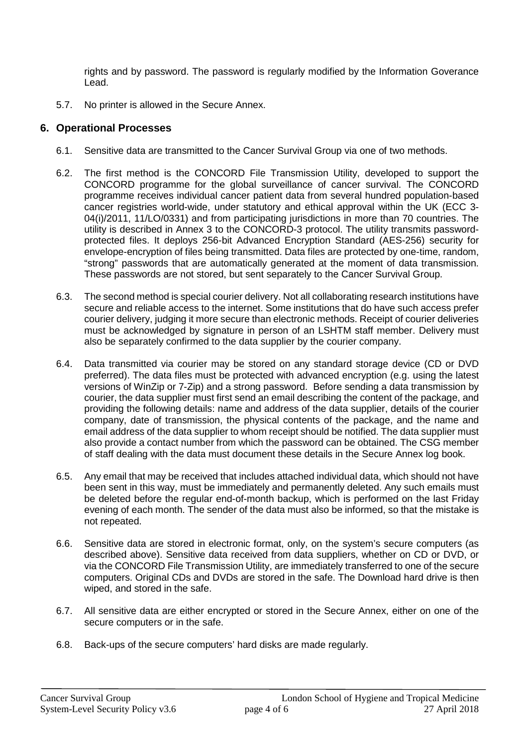rights and by password. The password is regularly modified by the Information Goverance Lead.

5.7. No printer is allowed in the Secure Annex.

## 6. Operational Processes

6.1. Sensitive data are transmitted to the Cancer Survival Group via one of two methods.

6.2. The first method is the CONCORD File Transmission Utility, developed to support the CONCORD programme for the global surveillance of cancer survival. The CONCORD programme receives individual cancer patient data from several hundred population-based cancer registries world-wide, under statutory and ethical approval within the UK (ECC 3-04(i)/2011, 11/LO/0331) and from participating jurisdictions in more than 70 countries. The utility is described in Annex 3 to the CONCORD-3 protocol. The utility transmits password-protected files. It deploys 256-bit Advanced Encryption Standard (AES-256) security for envelope-encryption of files being transmitted. Data files are protected by one-time, random, "strong" passwords that are automatically generated at the moment of data transmission. These passwords are not stored, but sent separately to the Cancer Survival Group.

6.3. The second method is special courier delivery. Not all collaborating research institutions have secure and reliable access to the internet. Some institutions that do have such access prefer courier delivery, judging it more secure than electronic methods. Receipt of courier deliveries must be acknowledged by signature in person of an LSHTM staff member. Delivery must also be separately confirmed to the data supplier by the courier company.

6.4. Data transmitted via courier may be stored on any standard storage device (CD or DVD preferred). The data files must be protected with advanced encryption (e.g. using the latest versions of WinZip or 7-Zip) and a strong password. Before sending a data transmission by courier, the data supplier must first send an email describing the content of the package, and providing the following details: name and address of the data supplier, details of the courier company, date of transmission, the physical contents of the package, and the name and email address of the data supplier to whom receipt should be notified. The data supplier must also provide a contact number from which the password can be obtained. The CSG member of staff dealing with the data must document these details in the Secure Annex log book.

6.5. Any email that may be received that includes attached individual data, which should not have been sent in this way, must be immediately and permanently deleted. Any such emails must be deleted before the regular end-of-month backup, which is performed on the last Friday evening of each month. The sender of the data must also be informed, so that the mistake is not repeated.

6.6. Sensitive data are stored in electronic format, only, on the system's secure computers (as described above). Sensitive data received from data suppliers, whether on CD or DVD, or via the CONCORD File Transmission Utility, are immediately transferred to one of the secure computers. Original CDs and DVDs are stored in the safe. The Download hard drive is then wiped, and stored in the safe.

6.7. All sensitive data are either encrypted or stored in the Secure Annex, either on one of the secure computers or in the safe.

6.8. Back-ups of the secure computers' hard disks are made regularly.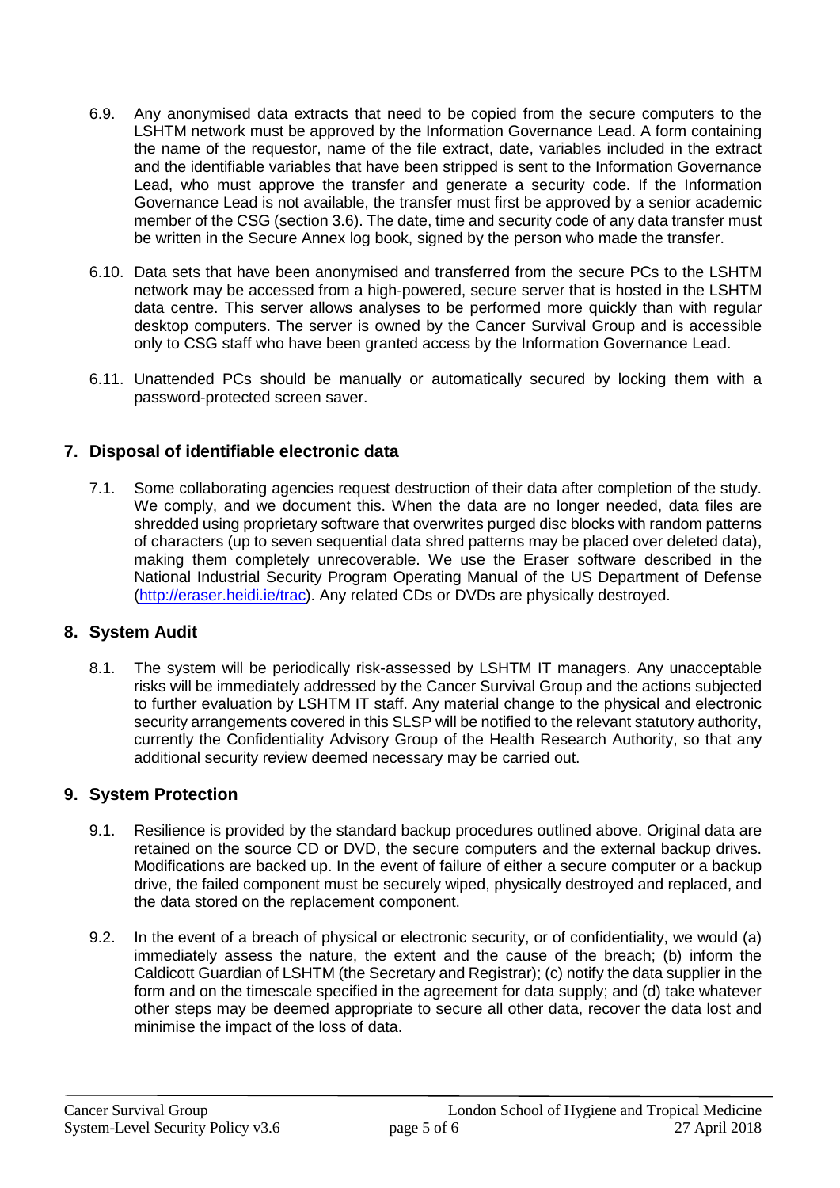6.9. Any anonymised data extracts that need to be copied from the secure computers to the LSHTM network must be approved by the Information Governance Lead. A form containing the name of the requestor, name of the file extract, date, variables included in the extract and the identifiable variables that have been stripped is sent to the Information Governance Lead, who must approve the transfer and generate a security code. If the Information Governance Lead is not available, the transfer must first be approved by a senior academic member of the CSG (section 3.6). The date, time and security code of any data transfer must be written in the Secure Annex log book, signed by the person who made the transfer.

6.10. Data sets that have been anonymised and transferred from the secure PCs to the LSHTM network may be accessed from a high-powered, secure server that is hosted in the LSHTM data centre. This server allows analyses to be performed more quickly than with regular desktop computers. The server is owned by the Cancer Survival Group and is accessible only to CSG staff who have been granted access by the Information Governance Lead.

6.11. Unattended PCs should be manually or automatically secured by locking them with a password-protected screen saver.

## 7. Disposal of identifiable electronic data

7.1. Some collaborating agencies request destruction of their data after completion of the study. We comply, and we document this. When the data are no longer needed, data files are shredded using proprietary software that overwrites purged disc blocks with random patterns of characters (up to seven sequential data shred patterns may be placed over deleted data), making them completely unrecoverable. We use the Eraser software described in the National Industrial Security Program Operating Manual of the US Department of Defense (http://eraser.heidi.ie/trac). Any related CDs or DVDs are physically destroyed.

## 8. System Audit

8.1. The system will be periodically risk-assessed by LSHTM IT managers. Any unacceptable risks will be immediately addressed by the Cancer Survival Group and the actions subjected to further evaluation by LSHTM IT staff. Any material change to the physical and electronic security arrangements covered in this SLSP will be notified to the relevant statutory authority, currently the Confidentiality Advisory Group of the Health Research Authority, so that any additional security review deemed necessary may be carried out.

## 9. System Protection

9.1. Resilience is provided by the standard backup procedures outlined above. Original data are retained on the source CD or DVD, the secure computers and the external backup drives. Modifications are backed up. In the event of failure of either a secure computer or a backup drive, the failed component must be securely wiped, physically destroyed and replaced, and the data stored on the replacement component.

9.2. In the event of a breach of physical or electronic security, or of confidentiality, we would (a) immediately assess the nature, the extent and the cause of the breach; (b) inform the Caldicott Guardian of LSHTM (the Secretary and Registrar); (c) notify the data supplier in the form and on the timescale specified in the agreement for data supply; and (d) take whatever other steps may be deemed appropriate to secure all other data, recover the data lost and minimise the impact of the loss of data.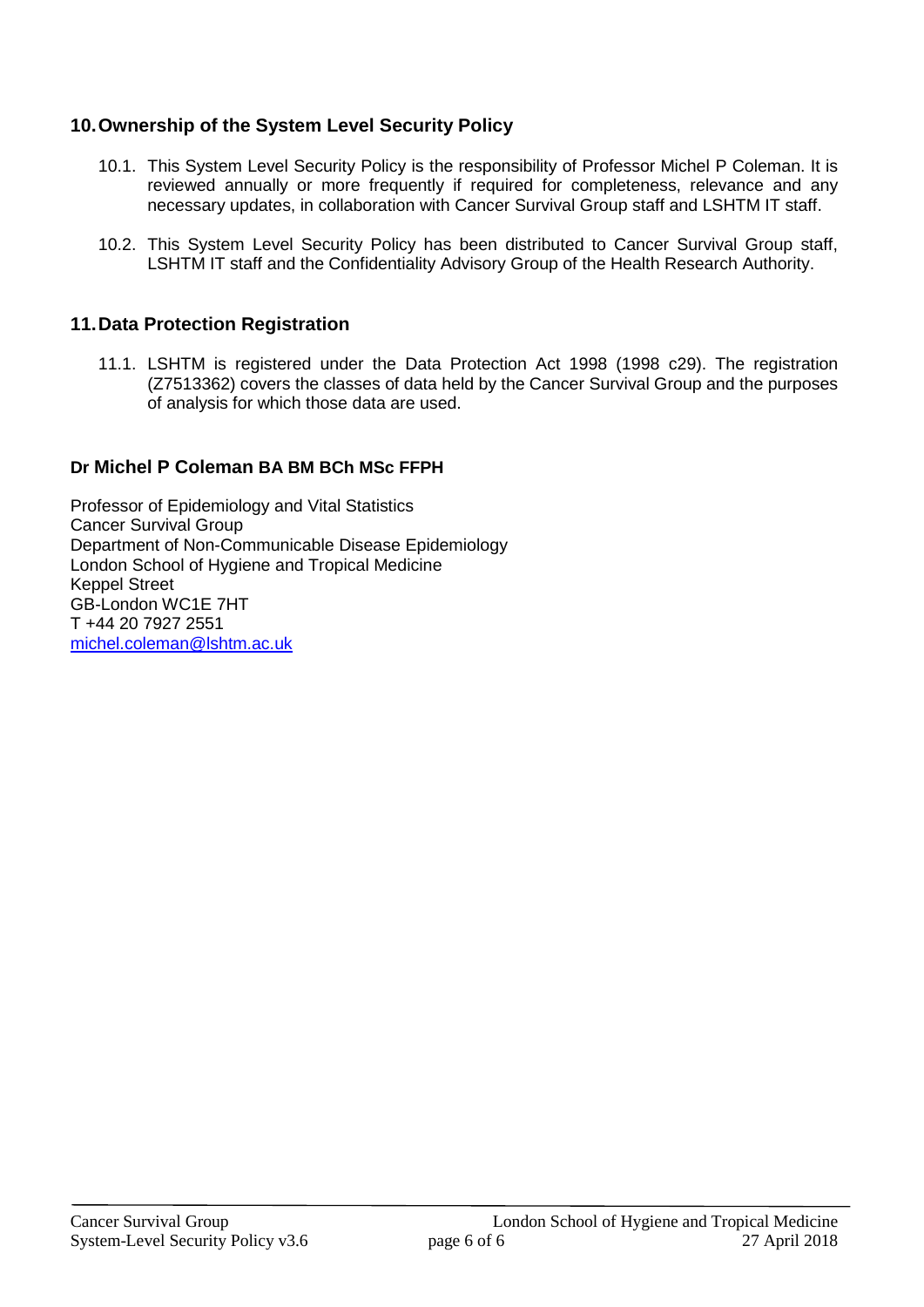## 10. Ownership of the System Level Security Policy

10.1. This System Level Security Policy is the responsibility of Professor Michel P Coleman. It is reviewed annually or more frequently if required for completeness, relevance and any necessary updates, in collaboration with Cancer Survival Group staff and LSHTM IT staff.

10.2. This System Level Security Policy has been distributed to Cancer Survival Group staff, LSHTM IT staff and the Confidentiality Advisory Group of the Health Research Authority.

## 11. Data Protection Registration

11.1. LSHTM is registered under the Data Protection Act 1998 (1998 c29). The registration (Z7513362) covers the classes of data held by the Cancer Survival Group and the purposes of analysis for which those data are used.

**Dr Michel P Coleman BA BM BCh MSc FFPH**

Professor of Epidemiology and Vital Statistics
Cancer Survival Group
Department of Non-Communicable Disease Epidemiology
London School of Hygiene and Tropical Medicine
Keppel Street
GB-London WC1E 7HT
T +44 20 7927 2551
michel.coleman@lshtm.ac.uk